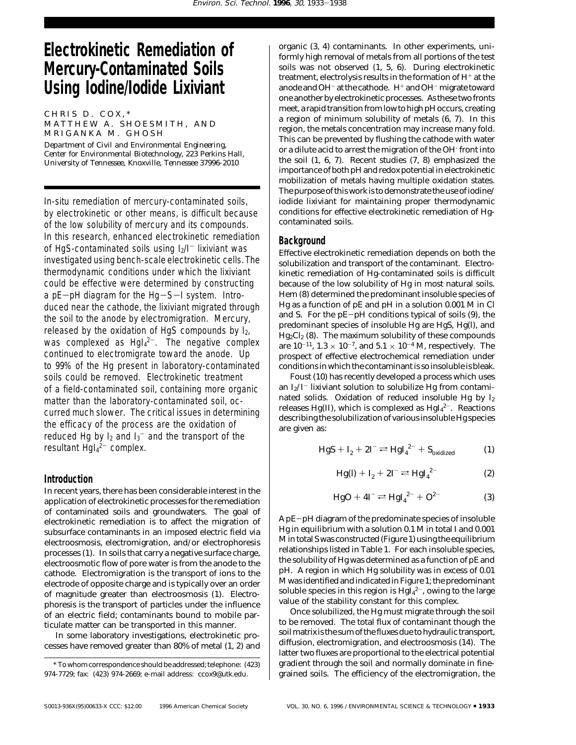# Electrokinetic Remediation of Mercury-Contaminated Soils Using Iodine/Iodide Lixiviant

CHRIS D. COX,* MATTHEW A. SHOESMITH, AND MRIGANKA M. GHOSH

*Department of Civil and Environmental Engineering, Center for Environmental Biotechnology, 223 Perkins Hall, University of Tennessee, Knoxville, Tennessee 37996-2010*

In-situ remediation of mercury-contaminated soils, by electrokinetic or other means, is difficult because of the low solubility of mercury and its compounds. In this research, enhanced electrokinetic remediation of HgS-contaminated soils using $I_2/I^-$ lixiviant was investigated using bench-scale electrokinetic cells. The thermodynamic conditions under which the lixiviant could be effective were determined by constructing a pE–pH diagram for the Hg–S–I system. Introduced near the cathode, the lixiviant migrated through the soil to the anode by electromigration. Mercury, released by the oxidation of HgS compounds by $I_2$, was complexed as $HgI_4^{2-}$. The negative complex continued to electromigrate toward the anode. Up to 99% of the Hg present in laboratory-contaminated soils could be removed. Electrokinetic treatment of a field-contaminated soil, containing more organic matter than the laboratory-contaminated soil, occurred much slower. The critical issues in determining the efficacy of the process are the oxidation of reduced Hg by $I_2$ and $I_3^-$ and the transport of the resultant $HgI_4^{2-}$ complex.

## Introduction

In recent years, there has been considerable interest in the application of electrokinetic processes for the remediation of contaminated soils and groundwaters. The goal of electrokinetic remediation is to affect the migration of subsurface contaminants in an imposed electric field via electroosmosis, electromigration, and/or electrophoresis processes (1). In soils that carry a negative surface charge, electroosmotic flow of pore water is from the anode to the cathode. Electromigration is the transport of ions to the electrode of opposite charge and is typically over an order of magnitude greater than electroosmosis (1). Electrophoresis is the transport of particles under the influence of an electric field; contaminants bound to mobile particulate matter can be transported in this manner.

In some laboratory investigations, electrokinetic processes have removed greater than 80% of metal (1, 2) and organic (3, 4) contaminants. In other experiments, uniformly high removal of metals from all portions of the test soils was not observed (1, 5, 6). During electrokinetic treatment, electrolysis results in the formation of $H^+$ at the anode and $OH^-$ at the cathode. $H^+$ and $OH^-$ migrate toward one another by electrokinetic processes. As these two fronts meet, a rapid transition from low to high pH occurs, creating a region of minimum solubility of metals (6, 7). In this region, the metals concentration may increase many fold. This can be prevented by flushing the cathode with water or a dilute acid to arrest the migration of the $OH^-$ front into the soil (1, 6, 7). Recent studies (7, 8) emphasized the importance of both pH and redox potential in electrokinetic mobilization of metals having multiple oxidation states. The purpose of this work is to demonstrate the use of iodine/iodide lixiviant for maintaining proper thermodynamic conditions for effective electrokinetic remediation of Hg-contaminated soils.

## Background

Effective electrokinetic remediation depends on both the solubilization and transport of the contaminant. Electrokinetic remediation of Hg-contaminated soils is difficult because of the low solubility of Hg in most natural soils. Hem (8) determined the predominant insoluble species of Hg as a function of pE and pH in a solution 0.001 M in Cl and S. For the pE–pH conditions typical of soils (9), the predominant species of insoluble Hg are HgS, Hg(l), and $Hg_2Cl_2$ (8). The maximum solubility of these compounds are $10^{-11}$, $1.3 \times 10^{-7}$, and $5.1 \times 10^{-4}$ M, respectively. The prospect of effective electrochemical remediation under conditions in which the contaminant is so insoluble is bleak.

Foust (10) has recently developed a process which uses an $I_2/I^-$ lixiviant solution to solubilize Hg from contaminated solids. Oxidation of reduced insoluble Hg by $I_2$ releases Hg(II), which is complexed as $HgI_4^{2-}$. Reactions describing the solubilization of various insoluble Hg species are given as:

$$HgS + I_2 + 2I^- \rightleftharpoons HgI_4^{2-} + S_{oxidized} \qquad (1)$$

$$Hg(l) + I_2 + 2I^- \rightleftharpoons HgI_4^{2-} \qquad (2)$$

$$HgO + 4I^- \rightleftharpoons HgI_4^{2-} + O^{2-} \qquad (3)$$

A pE–pH diagram of the predominate species of insoluble Hg in equilibrium with a solution 0.1 M in total I and 0.001 M in total S was constructed (Figure 1) using the equilibrium relationships listed in Table 1. For each insoluble species, the solubility of Hg was determined as a function of pE and pH. A region in which Hg solubility was in excess of 0.01 M was identified and indicated in Figure 1; the predominant soluble species in this region is $HgI_4^{2-}$, owing to the large value of the stability constant for this complex.

Once solubilized, the Hg must migrate through the soil to be removed. The total flux of contaminant though the soil matrix is the sum of the fluxes due to hydraulic transport, diffusion, electromigration, and electroosmosis (14). The latter two fluxes are proportional to the electrical potential gradient through the soil and normally dominate in fine-grained soils. The efficiency of the electromigration, the

* To whom correspondence should be addressed; telephone: (423) 974-7729; fax: (423) 974-2669; e-mail address: ccox9@utk.edu.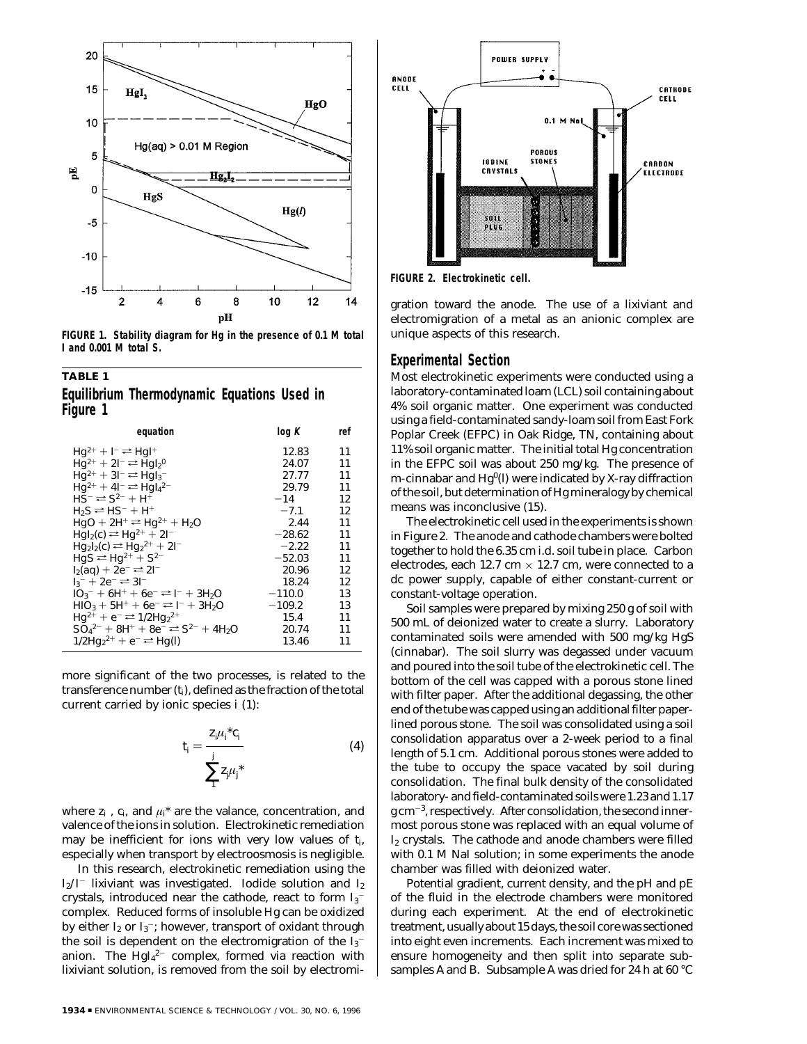FIGURE 1. Stability diagram for Hg in the presence of 0.1 M total I and 0.001 M total S.

**TABLE 1**

## Equilibrium Thermodynamic Equations Used in Figure 1

| equation | log $K$ | ref |
|---|---|---|
| $Hg^{2+} + I^- \rightleftarrows HgI^+$ | 12.83 | 11 |
| $Hg^{2+} + 2I^- \rightleftarrows HgI_2^0$ | 24.07 | 11 |
| $Hg^{2+} + 3I^- \rightleftarrows HgI_3^-$ | 27.77 | 11 |
| $Hg^{2+} + 4I^- \rightleftarrows HgI_4^{2-}$ | 29.79 | 11 |
| $HS^- \rightleftarrows S^{2-} + H^+$ | −14 | 12 |
| $H_2S \rightleftarrows HS^- + H^+$ | −7.1 | 12 |
| $HgO + 2H^+ \rightleftarrows Hg^{2+} + H_2O$ | 2.44 | 11 |
| $HgI_2(c) \rightleftarrows Hg^{2+} + 2I^-$ | −28.62 | 11 |
| $Hg_2I_2(c) \rightleftarrows Hg_2^{2+} + 2I^-$ | −2.22 | 11 |
| $HgS \rightleftarrows Hg^{2+} + S^{2-}$ | −52.03 | 11 |
| $I_2(aq) + 2e^- \rightleftarrows 2I^-$ | 20.96 | 12 |
| $I_3^- + 2e^- \rightleftarrows 3I^-$ | 18.24 | 12 |
| $IO_3^- + 6H^+ + 6e^- \rightleftarrows I^- + 3H_2O$ | −110.0 | 13 |
| $HIO_3 + 5H^+ + 6e^- \rightleftarrows I^- + 3H_2O$ | −109.2 | 13 |
| $Hg^{2+} + e^- \rightleftarrows 1/2Hg_2^{2+}$ | 15.4 | 11 |
| $SO_4^{2-} + 8H^+ + 8e^- \rightleftarrows S^{2-} + 4H_2O$ | 20.74 | 11 |
| $1/2Hg_2^{2+} + e^- \rightleftarrows Hg(l)$ | 13.46 | 11 |

more significant of the two processes, is related to the transference number ($t_i$), defined as the fraction of the total current carried by ionic species $i$ (1):

$$t_i = \frac{z_i \mu_i^* c_i}{\sum_{1}^{j} z_j \mu_j^*} \tag{4}$$

where $z_i$, $c_i$, and $\mu_i^*$ are the valance, concentration, and valence of the ions in solution. Electrokinetic remediation may be inefficient for ions with very low values of $t_i$, especially when transport by electroosmosis is negligible.

In this research, electrokinetic remediation using the $I_2/I^-$ lixiviant was investigated. Iodide solution and $I_2$ crystals, introduced near the cathode, react to form $I_3^-$ complex. Reduced forms of insoluble Hg can be oxidized by either $I_2$ or $I_3^-$; however, transport of oxidant through the soil is dependent on the electromigration of the $I_3^-$ anion. The $HgI_4^{2-}$ complex, formed via reaction with lixiviant solution, is removed from the soil by electromigration toward the anode. The use of a lixiviant and electromigration of a metal as an anionic complex are unique aspects of this research.

FIGURE 2. Electrokinetic cell.

## Experimental Section

Most electrokinetic experiments were conducted using a laboratory-contaminated loam (LCL) soil containing about 4% soil organic matter. One experiment was conducted using a field-contaminated sandy-loam soil from East Fork Poplar Creek (EFPC) in Oak Ridge, TN, containing about 11% soil organic matter. The initial total Hg concentration in the EFPC soil was about 250 mg/kg. The presence of m-cinnabar and $Hg^0(l)$ were indicated by X-ray diffraction of the soil, but determination of Hg mineralogy by chemical means was inconclusive (15).

The electrokinetic cell used in the experiments is shown in Figure 2. The anode and cathode chambers were bolted together to hold the 6.35 cm i.d. soil tube in place. Carbon electrodes, each 12.7 cm × 12.7 cm, were connected to a dc power supply, capable of either constant-current or constant-voltage operation.

Soil samples were prepared by mixing 250 g of soil with 500 mL of deionized water to create a slurry. Laboratory contaminated soils were amended with 500 mg/kg HgS (cinnabar). The soil slurry was degassed under vacuum and poured into the soil tube of the electrokinetic cell. The bottom of the cell was capped with a porous stone lined with filter paper. After the additional degassing, the other end of the tube was capped using an additional filter paper-lined porous stone. The soil was consolidated using a soil consolidation apparatus over a 2-week period to a final length of 5.1 cm. Additional porous stones were added to the tube to occupy the space vacated by soil during consolidation. The final bulk density of the consolidated laboratory- and field-contaminated soils were 1.23 and 1.17 g cm$^{-3}$, respectively. After consolidation, the second innermost porous stone was replaced with an equal volume of $I_2$ crystals. The cathode and anode chambers were filled with 0.1 M NaI solution; in some experiments the anode chamber was filled with deionized water.

Potential gradient, current density, and the pH and pE of the fluid in the electrode chambers were monitored during each experiment. At the end of electrokinetic treatment, usually about 15 days, the soil core was sectioned into eight even increments. Each increment was mixed to ensure homogeneity and then split into separate subsamples A and B. Subsample A was dried for 24 h at 60 °C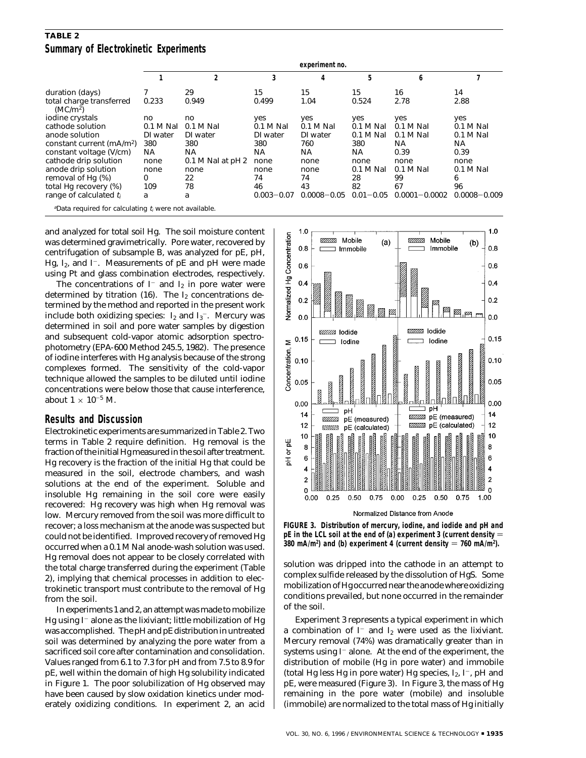**TABLE 2**

**Summary of Electrokinetic Experiments**

| | experiment no. | | | | | | |
|---|---|---|---|---|---|---|---|
| | 1 | 2 | 3 | 4 | 5 | 6 | 7 |
| duration (days) | 7 | 29 | 15 | 15 | 15 | 16 | 14 |
| total charge transferred ($MC/m^2$) | 0.233 | 0.949 | 0.499 | 1.04 | 0.524 | 2.78 | 2.88 |
| iodine crystals | no | no | yes | yes | yes | yes | yes |
| cathode solution | 0.1 M NaI | 0.1 M NaI | 0.1 M NaI | 0.1 M NaI | 0.1 M NaI | 0.1 M NaI | 0.1 M NaI |
| anode solution | DI water | DI water | DI water | DI water | 0.1 M NaI | 0.1 M NaI | 0.1 M NaI |
| constant current ($mA/m^2$) | 380 | 380 | 380 | 760 | 380 | NA | NA |
| constant voltage (V/cm) | NA | NA | NA | NA | NA | 0.39 | 0.39 |
| cathode drip solution | none | 0.1 M NaI at pH 2 | none | none | none | none | none |
| anode drip solution | none | none | none | none | 0.1 M NaI | 0.1 M NaI | 0.1 M NaI |
| removal of Hg (%) | 0 | 22 | 74 | 74 | 28 | 99 | 6 |
| total Hg recovery (%) | 109 | 78 | 46 | 43 | 82 | 67 | 96 |
| range of calculated $t_i$ | a | a | 0.003−0.07 | 0.0008−0.05 | 0.01−0.05 | 0.0001−0.0002 | 0.0008−0.009 |

[a] Data required for calculating $t_i$ were not available.

and analyzed for total soil Hg. The soil moisture content was determined gravimetrically. Pore water, recovered by centrifugation of subsample B, was analyzed for pE, pH, Hg, $I_2$, and $I^-$. Measurements of pE and pH were made using Pt and glass combination electrodes, respectively.

The concentrations of $I^-$ and $I_2$ in pore water were determined by titration (16). The $I_2$ concentrations determined by the method and reported in the present work include both oxidizing species: $I_2$ and $I_3^-$. Mercury was determined in soil and pore water samples by digestion and subsequent cold-vapor atomic adsorption spectrophotometry (EPA-600 Method 245.5, 1982). The presence of iodine interferes with Hg analysis because of the strong complexes formed. The sensitivity of the cold-vapor technique allowed the samples to be diluted until iodine concentrations were below those that cause interference, about $1 \times 10^{-5}$ M.

## Results and Discussion

Electrokinetic experiments are summarized in Table 2. Two terms in Table 2 require definition. Hg removal is the fraction of the initial Hg measured in the soil after treatment. Hg recovery is the fraction of the initial Hg that could be measured in the soil, electrode chambers, and wash solutions at the end of the experiment. Soluble and insoluble Hg remaining in the soil core were easily recovered: Hg recovery was high when Hg removal was low. Mercury removed from the soil was more difficult to recover; a loss mechanism at the anode was suspected but could not be identified. Improved recovery of removed Hg occurred when a 0.1 M NaI anode-wash solution was used. Hg removal does not appear to be closely correlated with the total charge transferred during the experiment (Table 2), implying that chemical processes in addition to electrokinetic transport must contribute to the removal of Hg from the soil.

In experiments 1 and 2, an attempt was made to mobilize Hg using $I^-$ alone as the lixiviant; little mobilization of Hg was accomplished. The pH and pE distribution in untreated soil was determined by analyzing the pore water from a sacrificed soil core after contamination and consolidation. Values ranged from 6.1 to 7.3 for pH and from 7.5 to 8.9 for pE, well within the domain of high Hg solubility indicated in Figure 1. The poor solubilization of Hg observed may have been caused by slow oxidation kinetics under moderately oxidizing conditions. In experiment 2, an acid solution was dripped into the cathode in an attempt to complex sulfide released by the dissolution of HgS. Some mobilization of Hg occurred near the anode where oxidizing conditions prevailed, but none occurred in the remainder of the soil.

**FIGURE 3. Distribution of mercury, iodine, and iodide and pH and pE in the LCL soil at the end of (a) experiment 3 (current density = 380 mA/m²) and (b) experiment 4 (current density = 760 mA/m²).**

Experiment 3 represents a typical experiment in which a combination of $I^-$ and $I_2$ were used as the lixiviant. Mercury removal (74%) was dramatically greater than in systems using $I^-$ alone. At the end of the experiment, the distribution of mobile (Hg in pore water) and immobile (total Hg less Hg in pore water) Hg species, $I_2$, $I^-$, pH and pE, were measured (Figure 3). In Figure 3, the mass of Hg remaining in the pore water (mobile) and insoluble (immobile) are normalized to the total mass of Hg initially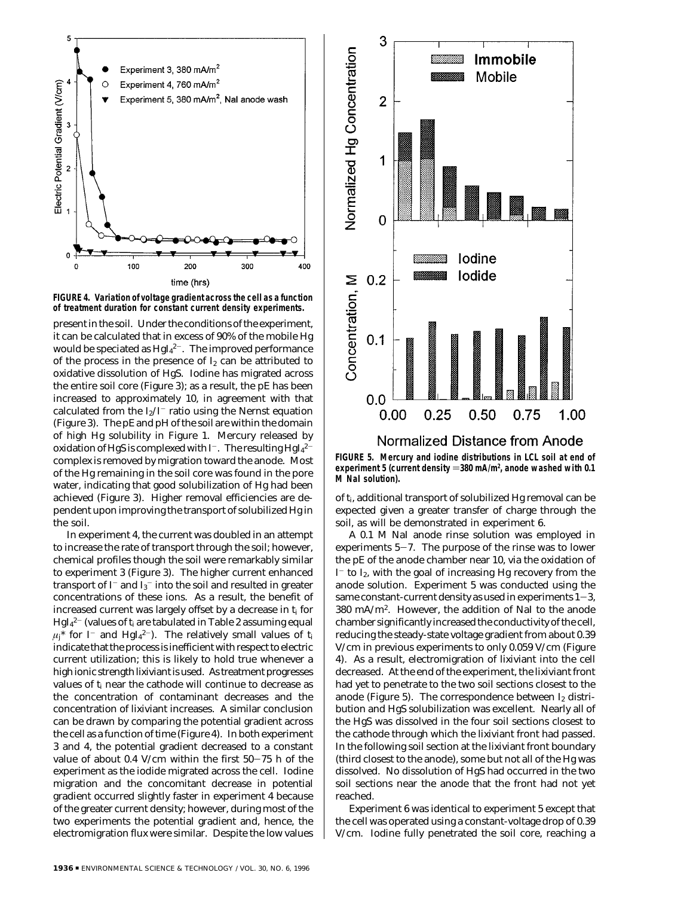**FIGURE 4. Variation of voltage gradient across the cell as a function of treatment duration for constant current density experiments.**

present in the soil. Under the conditions of the experiment, it can be calculated that in excess of 90% of the mobile Hg would be speciated as $HgI_4^{2-}$. The improved performance of the process in the presence of $I_2$ can be attributed to oxidative dissolution of HgS. Iodine has migrated across the entire soil core (Figure 3); as a result, the pE has been increased to approximately 10, in agreement with that calculated from the $I_2/I^-$ ratio using the Nernst equation (Figure 3). The pE and pH of the soil are within the domain of high Hg solubility in Figure 1. Mercury released by oxidation of HgS is complexed with $I^-$. The resulting $HgI_4^{2-}$ complex is removed by migration toward the anode. Most of the Hg remaining in the soil core was found in the pore water, indicating that good solubilization of Hg had been achieved (Figure 3). Higher removal efficiencies are dependent upon improving the transport of solubilized Hg in the soil.

In experiment 4, the current was doubled in an attempt to increase the rate of transport through the soil; however, chemical profiles though the soil were remarkably similar to experiment 3 (Figure 3). The higher current enhanced transport of $I^-$ and $I_3^-$ into the soil and resulted in greater concentrations of these ions. As a result, the benefit of increased current was largely offset by a decrease in $t_i$ for $HgI_4^{2-}$ (values of $t_i$ are tabulated in Table 2 assuming equal $\mu_j^*$ for $I^-$ and $HgI_4^{2-}$). The relatively small values of $t_i$ indicate that the process is inefficient with respect to electric current utilization; this is likely to hold true whenever a high ionic strength lixiviant is used. As treatment progresses values of $t_i$ near the cathode will continue to decrease as the concentration of contaminant decreases and the concentration of lixiviant increases. A similar conclusion can be drawn by comparing the potential gradient across the cell as a function of time (Figure 4). In both experiment 3 and 4, the potential gradient decreased to a constant value of about 0.4 V/cm within the first 50−75 h of the experiment as the iodide migrated across the cell. Iodine migration and the concomitant decrease in potential gradient occurred slightly faster in experiment 4 because of the greater current density; however, during most of the two experiments the potential gradient and, hence, the electromigration flux were similar. Despite the low values of $t_i$, additional transport of solubilized Hg removal can be expected given a greater transfer of charge through the soil, as will be demonstrated in experiment 6.

**FIGURE 5. Mercury and iodine distributions in LCL soil at end of experiment 5 (current density = 380 mA/m², anode washed with 0.1 M NaI solution).**

A 0.1 M NaI anode rinse solution was employed in experiments 5−7. The purpose of the rinse was to lower the pE of the anode chamber near 10, via the oxidation of $I^-$ to $I_2$, with the goal of increasing Hg recovery from the anode solution. Experiment 5 was conducted using the same constant-current density as used in experiments 1−3, 380 mA/m². However, the addition of NaI to the anode chamber significantly increased the conductivity of the cell, reducing the steady-state voltage gradient from about 0.39 V/cm in previous experiments to only 0.059 V/cm (Figure 4). As a result, electromigration of lixiviant into the cell decreased. At the end of the experiment, the lixiviant front had yet to penetrate to the two soil sections closest to the anode (Figure 5). The correspondence between $I_2$ distribution and HgS solubilization was excellent. Nearly all of the HgS was dissolved in the four soil sections closest to the cathode through which the lixiviant front had passed. In the following soil section at the lixiviant front boundary (third closest to the anode), some but not all of the Hg was dissolved. No dissolution of HgS had occurred in the two soil sections near the anode that the front had not yet reached.

Experiment 6 was identical to experiment 5 except that the cell was operated using a constant-voltage drop of 0.39 V/cm. Iodine fully penetrated the soil core, reaching a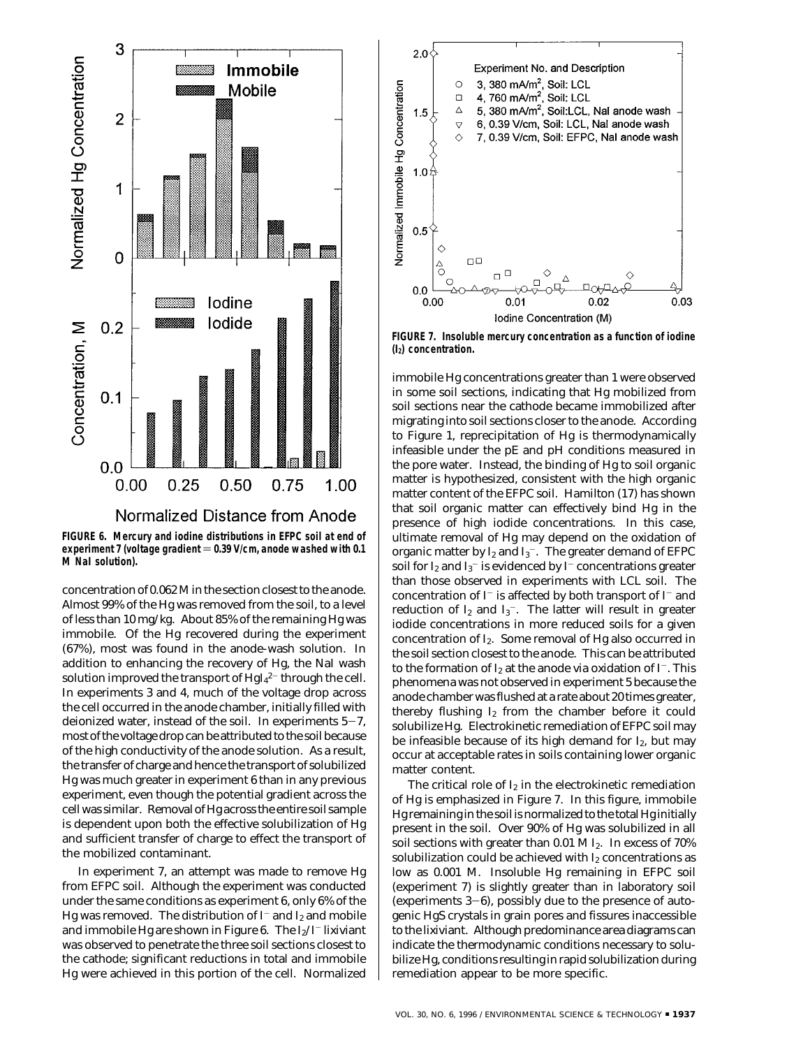FIGURE 6. Mercury and iodine distributions in EFPC soil at end of experiment 7 (voltage gradient = 0.39 V/cm, anode washed with 0.1 M NaI solution).

concentration of 0.062 M in the section closest to the anode. Almost 99% of the Hg was removed from the soil, to a level of less than 10 mg/kg. About 85% of the remaining Hg was immobile. Of the Hg recovered during the experiment (67%), most was found in the anode-wash solution. In addition to enhancing the recovery of Hg, the NaI wash solution improved the transport of $HgI_4^{2-}$ through the cell. In experiments 3 and 4, much of the voltage drop across the cell occurred in the anode chamber, initially filled with deionized water, instead of the soil. In experiments 5–7, most of the voltage drop can be attributed to the soil because of the high conductivity of the anode solution. As a result, the transfer of charge and hence the transport of solubilized Hg was much greater in experiment 6 than in any previous experiment, even though the potential gradient across the cell was similar. Removal of Hg across the entire soil sample is dependent upon both the effective solubilization of Hg and sufficient transfer of charge to effect the transport of the mobilized contaminant.

In experiment 7, an attempt was made to remove Hg from EFPC soil. Although the experiment was conducted under the same conditions as experiment 6, only 6% of the Hg was removed. The distribution of $I^-$ and $I_2$ and mobile and immobile Hg are shown in Figure 6. The $I_2/I^-$ lixiviant was observed to penetrate the three soil sections closest to the cathode; significant reductions in total and immobile Hg were achieved in this portion of the cell. Normalized immobile Hg concentrations greater than 1 were observed in some soil sections, indicating that Hg mobilized from soil sections near the cathode became immobilized after migrating into soil sections closer to the anode. According to Figure 1, reprecipitation of Hg is thermodynamically infeasible under the pE and pH conditions measured in the pore water. Instead, the binding of Hg to soil organic matter is hypothesized, consistent with the high organic matter content of the EFPC soil. Hamilton (17) has shown that soil organic matter can effectively bind Hg in the presence of high iodide concentrations. In this case, ultimate removal of Hg may depend on the oxidation of organic matter by $I_2$ and $I_3^-$. The greater demand of EFPC soil for $I_2$ and $I_3^-$ is evidenced by $I^-$ concentrations greater than those observed in experiments with LCL soil. The concentration of $I^-$ is affected by both transport of $I^-$ and reduction of $I_2$ and $I_3^-$. The latter will result in greater iodide concentrations in more reduced soils for a given concentration of $I_2$. Some removal of Hg also occurred in the soil section closest to the anode. This can be attributed to the formation of $I_2$ at the anode via oxidation of $I^-$. This phenomena was not observed in experiment 5 because the anode chamber was flushed at a rate about 20 times greater, thereby flushing $I_2$ from the chamber before it could solubilize Hg. Electrokinetic remediation of EFPC soil may be infeasible because of its high demand for $I_2$, but may occur at acceptable rates in soils containing lower organic matter content.

FIGURE 7. Insoluble mercury concentration as a function of iodine ($I_2$) concentration.

The critical role of $I_2$ in the electrokinetic remediation of Hg is emphasized in Figure 7. In this figure, immobile Hg remaining in the soil is normalized to the total Hg initially present in the soil. Over 90% of Hg was solubilized in all soil sections with greater than 0.01 M $I_2$. In excess of 70% solubilization could be achieved with $I_2$ concentrations as low as 0.001 M. Insoluble Hg remaining in EFPC soil (experiment 7) is slightly greater than in laboratory soil (experiments 3–6), possibly due to the presence of autogenic HgS crystals in grain pores and fissures inaccessible to the lixiviant. Although predominance area diagrams can indicate the thermodynamic conditions necessary to solubilize Hg, conditions resulting in rapid solubilization during remediation appear to be more specific.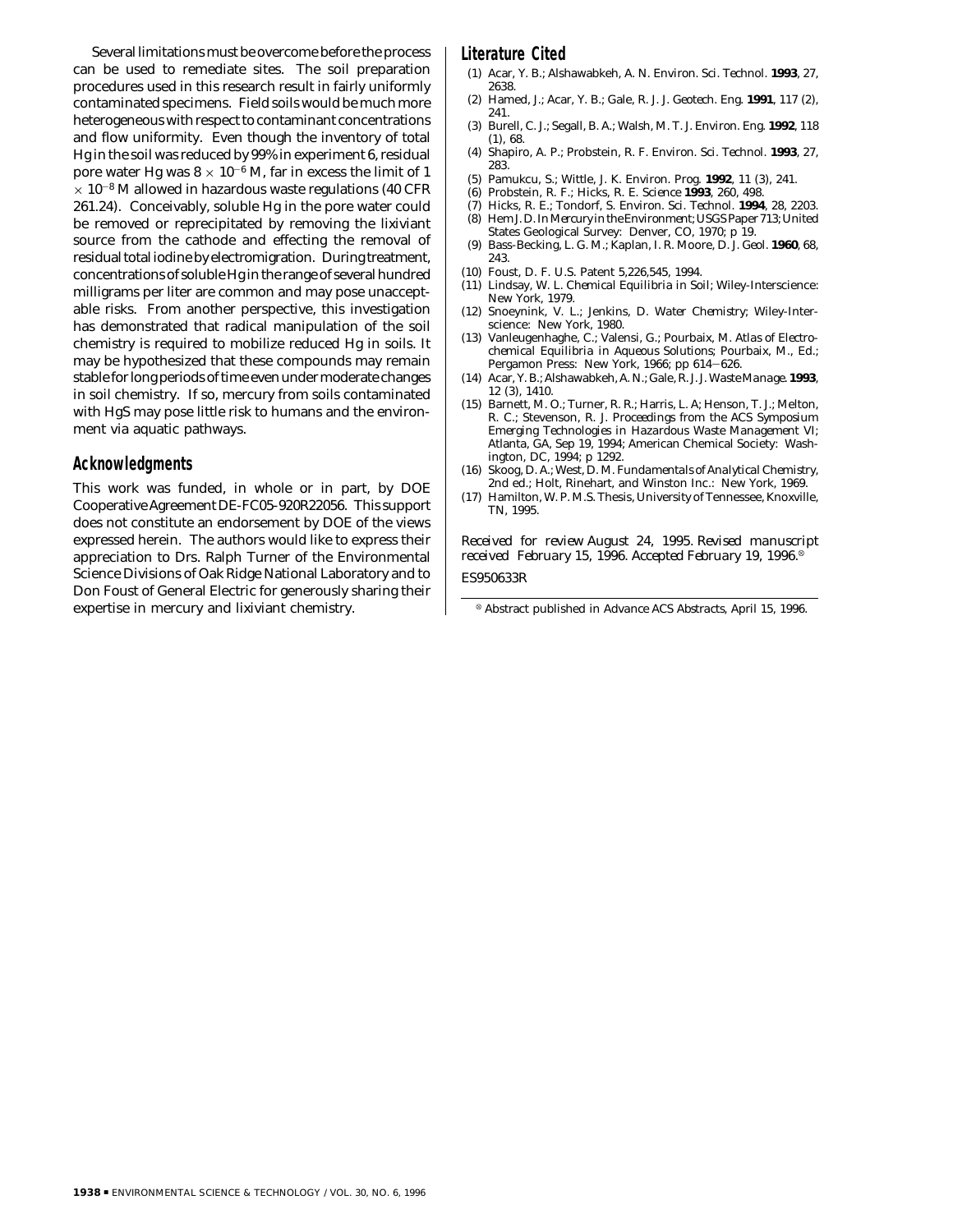Several limitations must be overcome before the process can be used to remediate sites. The soil preparation procedures used in this research result in fairly uniformly contaminated specimens. Field soils would be much more heterogeneous with respect to contaminant concentrations and flow uniformity. Even though the inventory of total Hg in the soil was reduced by 99% in experiment 6, residual pore water Hg was $8 \times 10^{-6}$ M, far in excess the limit of $1 \times 10^{-8}$ M allowed in hazardous waste regulations (40 CFR 261.24). Conceivably, soluble Hg in the pore water could be removed or reprecipitated by removing the lixiviant source from the cathode and effecting the removal of residual total iodine by electromigration. During treatment, concentrations of soluble Hg in the range of several hundred milligrams per liter are common and may pose unacceptable risks. From another perspective, this investigation has demonstrated that radical manipulation of the soil chemistry is required to mobilize reduced Hg in soils. It may be hypothesized that these compounds may remain stable for long periods of time even under moderate changes in soil chemistry. If so, mercury from soils contaminated with HgS may pose little risk to humans and the environment via aquatic pathways.

## Acknowledgments

This work was funded, in whole or in part, by DOE Cooperative Agreement DE-FC05-920R22056. This support does not constitute an endorsement by DOE of the views expressed herein. The authors would like to express their appreciation to Drs. Ralph Turner of the Environmental Science Divisions of Oak Ridge National Laboratory and to Don Foust of General Electric for generously sharing their expertise in mercury and lixiviant chemistry.

## Literature Cited

(1) Acar, Y. B.; Alshawabkeh, A. N. *Environ. Sci. Technol.* **1993**, *27*, 2638.
(2) Hamed, J.; Acar, Y. B.; Gale, R. J. *J. Geotech. Eng.* **1991**, *117* (2), 241.
(3) Burell, C. J.; Segall, B. A.; Walsh, M. T. *J. Environ. Eng.* **1992**, *118* (1), 68.
(4) Shapiro, A. P.; Probstein, R. F. *Environ. Sci. Technol.* **1993**, *27*, 283.
(5) Pamukcu, S.; Wittle, J. K. *Environ. Prog.* **1992**, *11* (3), 241.
(6) Probstein, R. F.; Hicks, R. E. *Science* **1993**, *260*, 498.
(7) Hicks, R. E.; Tondorf, S. *Environ. Sci. Technol.* **1994**, *28*, 2203.
(8) Hem J. D. In *Mercury in the Environment*; USGS Paper 713; United States Geological Survey: Denver, CO, 1970; p 19.
(9) Bass-Becking, L. G. M.; Kaplan, I. R. Moore, D. *J. Geol.* **1960**, *68*, 243.
(10) Foust, D. F. U.S. Patent 5,226,545, 1994.
(11) Lindsay, W. L. *Chemical Equilibria in Soil*; Wiley-Interscience: New York, 1979.
(12) Snoeyink, V. L.; Jenkins, D. *Water Chemistry*; Wiley-Interscience: New York, 1980.
(13) Vanleugenhaghe, C.; Valensi, G.; Pourbaix, M. *Atlas of Electrochemical Equilibria in Aqueous Solutions*; Pourbaix, M., Ed.; Pergamon Press: New York, 1966; pp 614–626.
(14) Acar, Y. B.; Alshawabkeh, A. N.; Gale, R. J. *J. Waste Manage.* **1993**, *12* (3), 1410.
(15) Barnett, M. O.; Turner, R. R.; Harris, L. A; Henson, T. J.; Melton, R. C.; Stevenson, R. J. *Proceedings from the ACS Symposium Emerging Technologies in Hazardous Waste Management VI*; Atlanta, GA, Sep 19, 1994; American Chemical Society: Washington, DC, 1994; p 1292.
(16) Skoog, D. A.; West, D. M. *Fundamentals of Analytical Chemistry*, 2nd ed.; Holt, Rinehart, and Winston Inc.: New York, 1969.
(17) Hamilton, W. P. M.S. Thesis, University of Tennessee, Knoxville, TN, 1995.

*Received for review August 24, 1995. Revised manuscript received February 15, 1996. Accepted February 19, 1996.*[⊗]

ES950633R

[⊗] Abstract published in *Advance ACS Abstracts*, April 15, 1996.